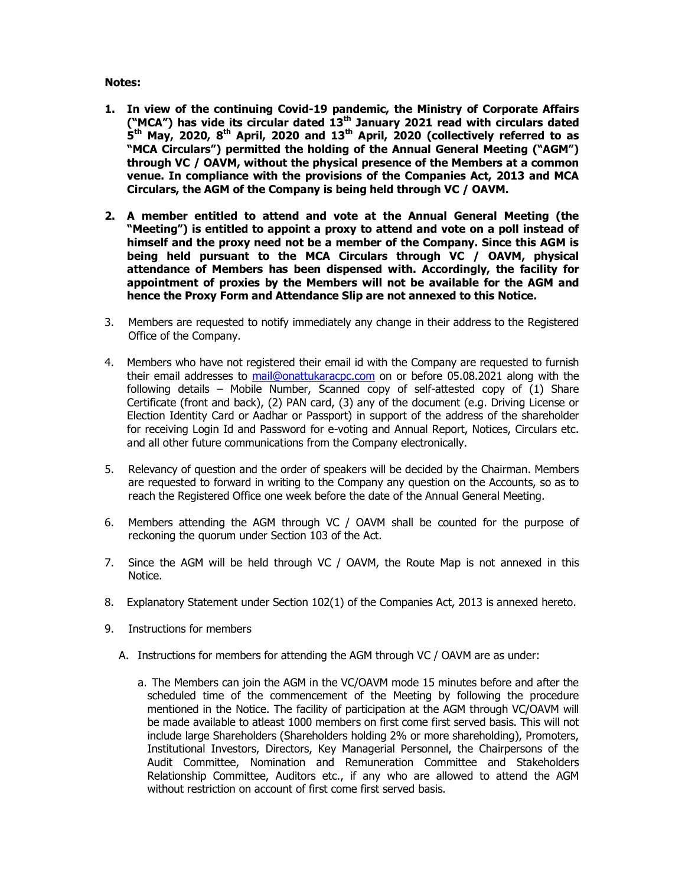**Notes:**

1. **In view of the continuing Covid-19 pandemic, the Ministry of Corporate Affairs ("MCA") has vide its circular dated 13th January 2021 read with circulars dated 5th May, 2020, 8th April, 2020 and 13th April, 2020 (collectively referred to as "MCA Circulars") permitted the holding of the Annual General Meeting ("AGM") through VC / OAVM, without the physical presence of the Members at a common venue. In compliance with the provisions of the Companies Act, 2013 and MCA Circulars, the AGM of the Company is being held through VC / OAVM.**

2. **A member entitled to attend and vote at the Annual General Meeting (the "Meeting") is entitled to appoint a proxy to attend and vote on a poll instead of himself and the proxy need not be a member of the Company. Since this AGM is being held pursuant to the MCA Circulars through VC / OAVM, physical attendance of Members has been dispensed with. Accordingly, the facility for appointment of proxies by the Members will not be available for the AGM and hence the Proxy Form and Attendance Slip are not annexed to this Notice.**

3. Members are requested to notify immediately any change in their address to the Registered Office of the Company.

4. Members who have not registered their email id with the Company are requested to furnish their email addresses to mail@onattukaracpc.com on or before 05.08.2021 along with the following details – Mobile Number, Scanned copy of self-attested copy of (1) Share Certificate (front and back), (2) PAN card, (3) any of the document (e.g. Driving License or Election Identity Card or Aadhar or Passport) in support of the address of the shareholder for receiving Login Id and Password for e-voting and Annual Report, Notices, Circulars etc. and all other future communications from the Company electronically.

5. Relevancy of question and the order of speakers will be decided by the Chairman. Members are requested to forward in writing to the Company any question on the Accounts, so as to reach the Registered Office one week before the date of the Annual General Meeting.

6. Members attending the AGM through VC / OAVM shall be counted for the purpose of reckoning the quorum under Section 103 of the Act.

7. Since the AGM will be held through VC / OAVM, the Route Map is not annexed in this Notice.

8. Explanatory Statement under Section 102(1) of the Companies Act, 2013 is annexed hereto.

9. Instructions for members

   A. Instructions for members for attending the AGM through VC / OAVM are as under:

      a. The Members can join the AGM in the VC/OAVM mode 15 minutes before and after the scheduled time of the commencement of the Meeting by following the procedure mentioned in the Notice. The facility of participation at the AGM through VC/OAVM will be made available to atleast 1000 members on first come first served basis. This will not include large Shareholders (Shareholders holding 2% or more shareholding), Promoters, Institutional Investors, Directors, Key Managerial Personnel, the Chairpersons of the Audit Committee, Nomination and Remuneration Committee and Stakeholders Relationship Committee, Auditors etc., if any who are allowed to attend the AGM without restriction on account of first come first served basis.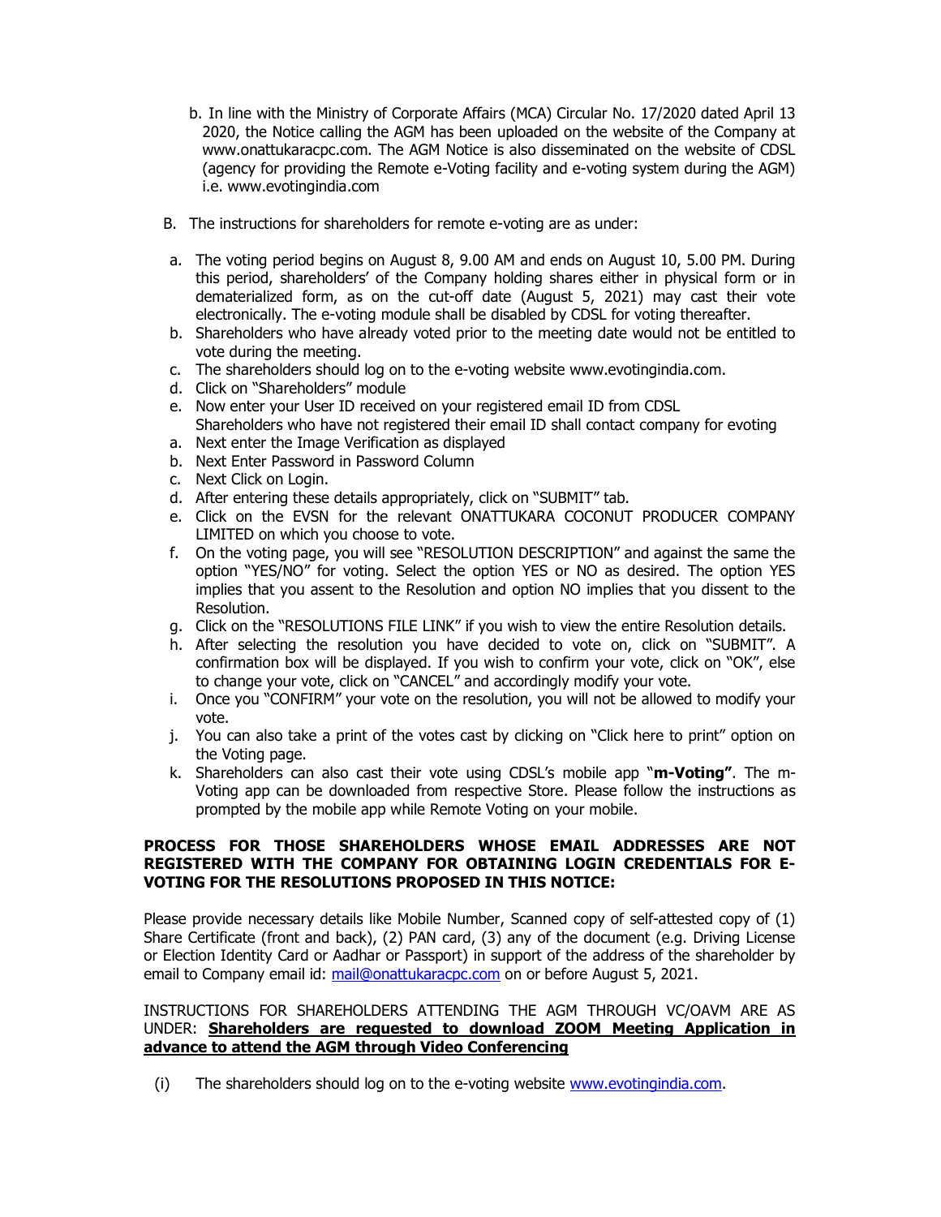b. In line with the Ministry of Corporate Affairs (MCA) Circular No. 17/2020 dated April 13 2020, the Notice calling the AGM has been uploaded on the website of the Company at www.onattukaracpc.com. The AGM Notice is also disseminated on the website of CDSL (agency for providing the Remote e-Voting facility and e-voting system during the AGM) i.e. www.evotingindia.com

B. The instructions for shareholders for remote e-voting are as under:

a. The voting period begins on August 8, 9.00 AM and ends on August 10, 5.00 PM. During this period, shareholders' of the Company holding shares either in physical form or in dematerialized form, as on the cut-off date (August 5, 2021) may cast their vote electronically. The e-voting module shall be disabled by CDSL for voting thereafter.
b. Shareholders who have already voted prior to the meeting date would not be entitled to vote during the meeting.
c. The shareholders should log on to the e-voting website www.evotingindia.com.
d. Click on "Shareholders" module
e. Now enter your User ID received on your registered email ID from CDSL
   Shareholders who have not registered their email ID shall contact company for evoting
a. Next enter the Image Verification as displayed
b. Next Enter Password in Password Column
c. Next Click on Login.
d. After entering these details appropriately, click on "SUBMIT" tab.
e. Click on the EVSN for the relevant ONATTUKARA COCONUT PRODUCER COMPANY LIMITED on which you choose to vote.
f. On the voting page, you will see "RESOLUTION DESCRIPTION" and against the same the option "YES/NO" for voting. Select the option YES or NO as desired. The option YES implies that you assent to the Resolution and option NO implies that you dissent to the Resolution.
g. Click on the "RESOLUTIONS FILE LINK" if you wish to view the entire Resolution details.
h. After selecting the resolution you have decided to vote on, click on "SUBMIT". A confirmation box will be displayed. If you wish to confirm your vote, click on "OK", else to change your vote, click on "CANCEL" and accordingly modify your vote.
i. Once you "CONFIRM" your vote on the resolution, you will not be allowed to modify your vote.
j. You can also take a print of the votes cast by clicking on "Click here to print" option on the Voting page.
k. Shareholders can also cast their vote using CDSL's mobile app "**m-Voting"**. The m-Voting app can be downloaded from respective Store. Please follow the instructions as prompted by the mobile app while Remote Voting on your mobile.

**PROCESS FOR THOSE SHAREHOLDERS WHOSE EMAIL ADDRESSES ARE NOT REGISTERED WITH THE COMPANY FOR OBTAINING LOGIN CREDENTIALS FOR E-VOTING FOR THE RESOLUTIONS PROPOSED IN THIS NOTICE:**

Please provide necessary details like Mobile Number, Scanned copy of self-attested copy of (1) Share Certificate (front and back), (2) PAN card, (3) any of the document (e.g. Driving License or Election Identity Card or Aadhar or Passport) in support of the address of the shareholder by email to Company email id: mail@onattukaracpc.com on or before August 5, 2021.

INSTRUCTIONS FOR SHAREHOLDERS ATTENDING THE AGM THROUGH VC/OAVM ARE AS UNDER: **Shareholders are requested to download ZOOM Meeting Application in advance to attend the AGM through Video Conferencing**

(i) The shareholders should log on to the e-voting website www.evotingindia.com.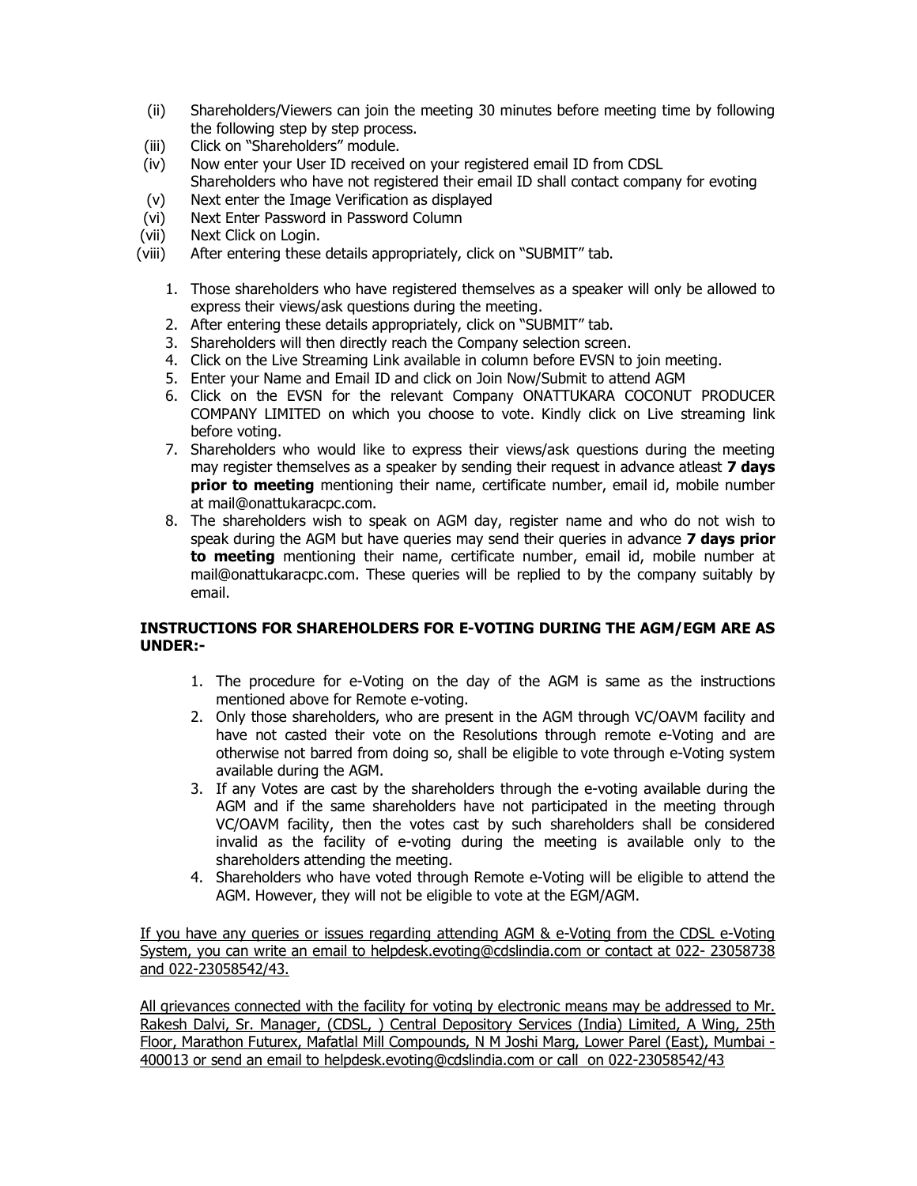(ii) Shareholders/Viewers can join the meeting 30 minutes before meeting time by following the following step by step process.

(iii) Click on "Shareholders" module.

(iv) Now enter your User ID received on your registered email ID from CDSL
Shareholders who have not registered their email ID shall contact company for evoting

(v) Next enter the Image Verification as displayed

(vi) Next Enter Password in Password Column

(vii) Next Click on Login.

(viii) After entering these details appropriately, click on "SUBMIT" tab.

1. Those shareholders who have registered themselves as a speaker will only be allowed to express their views/ask questions during the meeting.
2. After entering these details appropriately, click on "SUBMIT" tab.
3. Shareholders will then directly reach the Company selection screen.
4. Click on the Live Streaming Link available in column before EVSN to join meeting.
5. Enter your Name and Email ID and click on Join Now/Submit to attend AGM
6. Click on the EVSN for the relevant Company ONATTUKARA COCONUT PRODUCER COMPANY LIMITED on which you choose to vote. Kindly click on Live streaming link before voting.
7. Shareholders who would like to express their views/ask questions during the meeting may register themselves as a speaker by sending their request in advance atleast **7 days prior to meeting** mentioning their name, certificate number, email id, mobile number at mail@onattukaracpc.com.
8. The shareholders wish to speak on AGM day, register name and who do not wish to speak during the AGM but have queries may send their queries in advance **7 days prior to meeting** mentioning their name, certificate number, email id, mobile number at mail@onattukaracpc.com. These queries will be replied to by the company suitably by email.

**INSTRUCTIONS FOR SHAREHOLDERS FOR E-VOTING DURING THE AGM/EGM ARE AS UNDER:-**

1. The procedure for e-Voting on the day of the AGM is same as the instructions mentioned above for Remote e-voting.
2. Only those shareholders, who are present in the AGM through VC/OAVM facility and have not casted their vote on the Resolutions through remote e-Voting and are otherwise not barred from doing so, shall be eligible to vote through e-Voting system available during the AGM.
3. If any Votes are cast by the shareholders through the e-voting available during the AGM and if the same shareholders have not participated in the meeting through VC/OAVM facility, then the votes cast by such shareholders shall be considered invalid as the facility of e-voting during the meeting is available only to the shareholders attending the meeting.
4. Shareholders who have voted through Remote e-Voting will be eligible to attend the AGM. However, they will not be eligible to vote at the EGM/AGM.

If you have any queries or issues regarding attending AGM & e-Voting from the CDSL e-Voting System, you can write an email to helpdesk.evoting@cdslindia.com or contact at 022- 23058738 and 022-23058542/43.

All grievances connected with the facility for voting by electronic means may be addressed to Mr. Rakesh Dalvi, Sr. Manager, (CDSL, ) Central Depository Services (India) Limited, A Wing, 25th Floor, Marathon Futurex, Mafatlal Mill Compounds, N M Joshi Marg, Lower Parel (East), Mumbai - 400013 or send an email to helpdesk.evoting@cdslindia.com or call on 022-23058542/43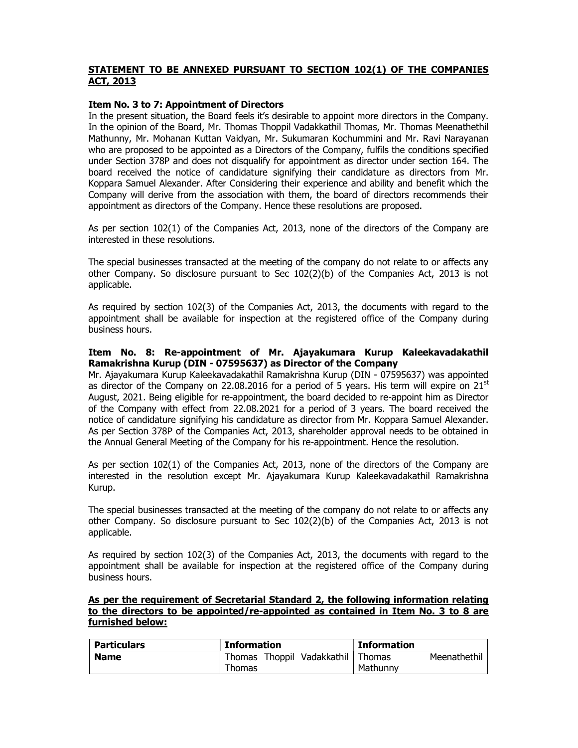**STATEMENT TO BE ANNEXED PURSUANT TO SECTION 102(1) OF THE COMPANIES ACT, 2013**

**Item No. 3 to 7: Appointment of Directors**

In the present situation, the Board feels it's desirable to appoint more directors in the Company. In the opinion of the Board, Mr. Thomas Thoppil Vadakkathil Thomas, Mr. Thomas Meenathethil Mathunny, Mr. Mohanan Kuttan Vaidyan, Mr. Sukumaran Kochummini and Mr. Ravi Narayanan who are proposed to be appointed as a Directors of the Company, fulfils the conditions specified under Section 378P and does not disqualify for appointment as director under section 164. The board received the notice of candidature signifying their candidature as directors from Mr. Koppara Samuel Alexander. After Considering their experience and ability and benefit which the Company will derive from the association with them, the board of directors recommends their appointment as directors of the Company. Hence these resolutions are proposed.

As per section 102(1) of the Companies Act, 2013, none of the directors of the Company are interested in these resolutions.

The special businesses transacted at the meeting of the company do not relate to or affects any other Company. So disclosure pursuant to Sec 102(2)(b) of the Companies Act, 2013 is not applicable.

As required by section 102(3) of the Companies Act, 2013, the documents with regard to the appointment shall be available for inspection at the registered office of the Company during business hours.

**Item No. 8: Re-appointment of Mr. Ajayakumara Kurup Kaleekavadakathil Ramakrishna Kurup (DIN - 07595637) as Director of the Company**

Mr. Ajayakumara Kurup Kaleekavadakathil Ramakrishna Kurup (DIN - 07595637) was appointed as director of the Company on 22.08.2016 for a period of 5 years. His term will expire on 21st August, 2021. Being eligible for re-appointment, the board decided to re-appoint him as Director of the Company with effect from 22.08.2021 for a period of 3 years. The board received the notice of candidature signifying his candidature as director from Mr. Koppara Samuel Alexander. As per Section 378P of the Companies Act, 2013, shareholder approval needs to be obtained in the Annual General Meeting of the Company for his re-appointment. Hence the resolution.

As per section 102(1) of the Companies Act, 2013, none of the directors of the Company are interested in the resolution except Mr. Ajayakumara Kurup Kaleekavadakathil Ramakrishna Kurup.

The special businesses transacted at the meeting of the company do not relate to or affects any other Company. So disclosure pursuant to Sec 102(2)(b) of the Companies Act, 2013 is not applicable.

As required by section 102(3) of the Companies Act, 2013, the documents with regard to the appointment shall be available for inspection at the registered office of the Company during business hours.

**As per the requirement of Secretarial Standard 2, the following information relating to the directors to be appointed/re-appointed as contained in Item No. 3 to 8 are furnished below:**

| Particulars | Information | Information |
|---|---|---|
| **Name** | Thomas Thoppil Vadakkathil Thomas | Thomas Meenathethil Mathunny |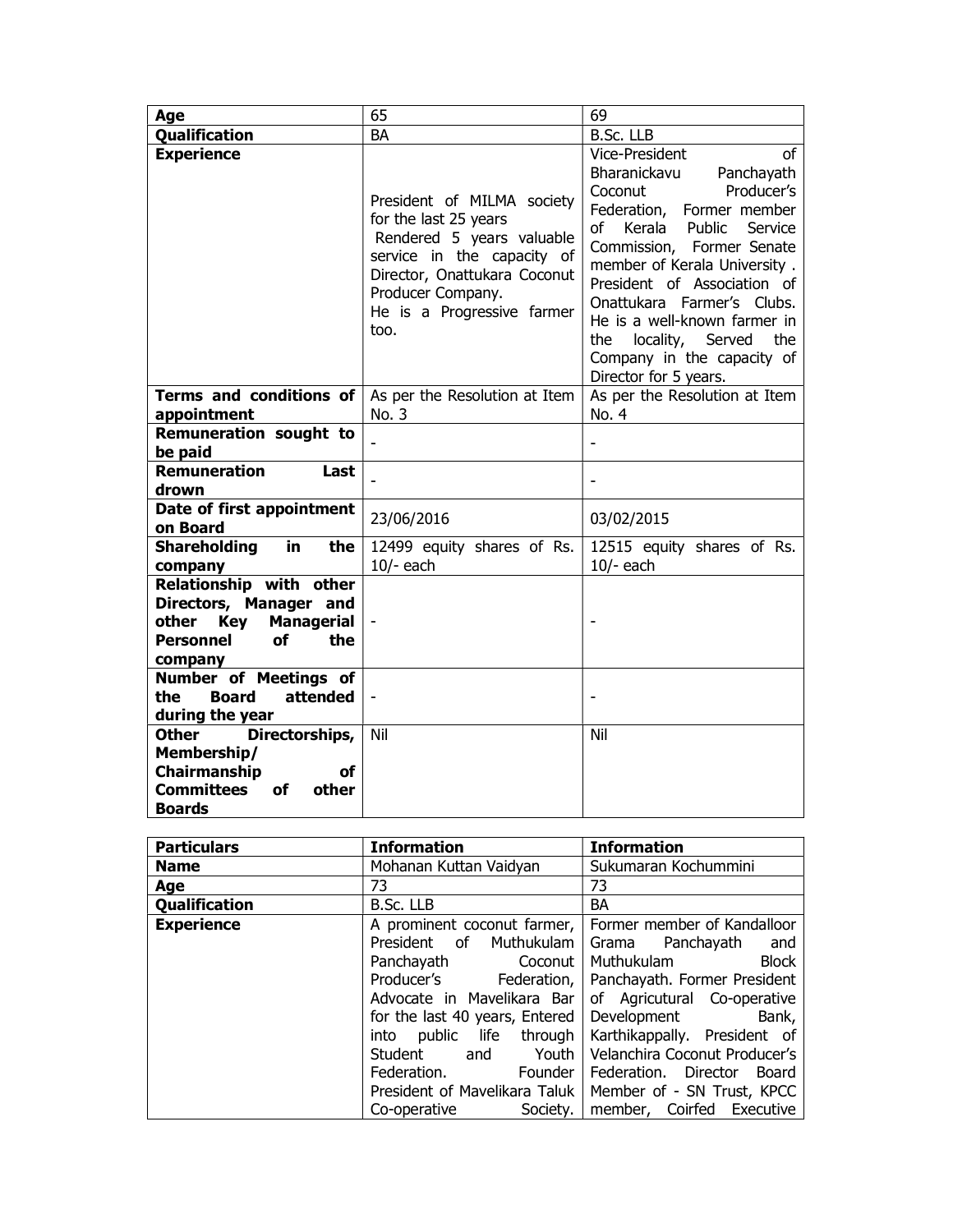| Age | 65 | 69 |
|---|---|---|
| **Qualification** | BA | B.Sc. LLB |
| **Experience** | President of MILMA society for the last 25 years Rendered 5 years valuable service in the capacity of Director, Onattukara Coconut Producer Company. He is a Progressive farmer too. | Vice-President of Bharanickavu Panchayath Coconut Producer's Federation, Former member of Kerala Public Service Commission, Former Senate member of Kerala University . President of Association of Onattukara Farmer's Clubs. He is a well-known farmer in the locality, Served the Company in the capacity of Director for 5 years. |
| **Terms and conditions of appointment** | As per the Resolution at Item No. 3 | As per the Resolution at Item No. 4 |
| **Remuneration sought to be paid** | - | - |
| **Remuneration Last drown** | - | - |
| **Date of first appointment on Board** | 23/06/2016 | 03/02/2015 |
| **Shareholding in the company** | 12499 equity shares of Rs. 10/- each | 12515 equity shares of Rs. 10/- each |
| **Relationship with other Directors, Manager and other Key Managerial Personnel of the company** | - | - |
| **Number of Meetings of the Board attended during the year** | - | - |
| **Other Directorships, Membership/ Chairmanship of Committees of other Boards** | Nil | Nil |

| Particulars | Information | Information |
|---|---|---|
| **Name** | Mohanan Kuttan Vaidyan | Sukumaran Kochummini |
| **Age** | 73 | 73 |
| **Qualification** | B.Sc. LLB | BA |
| **Experience** | A prominent coconut farmer, President of Muthukulam Panchayath Coconut Producer's Federation, Advocate in Mavelikara Bar for the last 40 years, Entered into public life through Student and Youth Federation. Founder President of Mavelikara Taluk Co-operative Society. | Former member of Kandalloor Grama Panchayath and Muthukulam Block Panchayath. Former President of Agricutural Co-operative Development Bank, Karthikappally. President of Velanchira Coconut Producer's Federation. Director Board Member of - SN Trust, KPCC member, Coirfed Executive |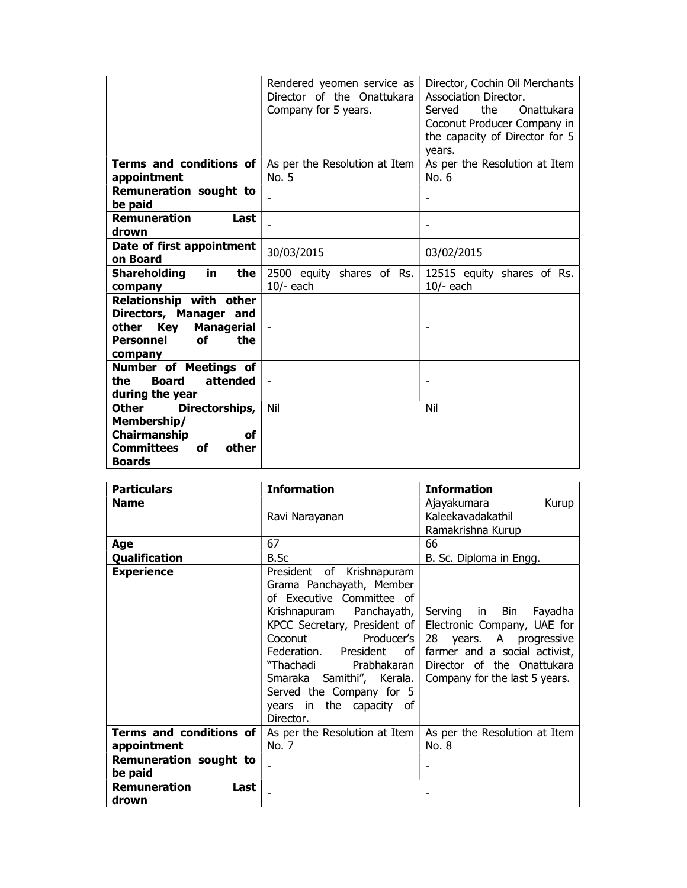| | | |
|---|---|---|
| | Rendered yeomen service as Director of the Onattukara Company for 5 years. | Director, Cochin Oil Merchants Association Director. Served the Onattukara Coconut Producer Company in the capacity of Director for 5 years. |
| **Terms and conditions of appointment** | As per the Resolution at Item No. 5 | As per the Resolution at Item No. 6 |
| **Remuneration sought to be paid** | - | - |
| **Remuneration Last drawn** | - | - |
| **Date of first appointment on Board** | 30/03/2015 | 03/02/2015 |
| **Shareholding in the company** | 2500 equity shares of Rs. 10/- each | 12515 equity shares of Rs. 10/- each |
| **Relationship with other Directors, Manager and other Key Managerial Personnel of the company** | - | - |
| **Number of Meetings of the Board attended during the year** | - | - |
| **Other Directorships, Membership/ Chairmanship of Committees of other Boards** | Nil | Nil |

| **Particulars** | **Information** | **Information** |
|---|---|---|
| **Name** | Ravi Narayanan | Ajayakumara Kurup Kaleekavadakathil Ramakrishna Kurup |
| **Age** | 67 | 66 |
| **Qualification** | B.Sc | B. Sc. Diploma in Engg. |
| **Experience** | President of Krishnapuram Grama Panchayath, Member of Executive Committee of Krishnapuram Panchayath, KPCC Secretary, President of Coconut Producer's Federation. President of "Thachadi Prabhakaran Smaraka Samithi", Kerala. Served the Company for 5 years in the capacity of Director. | Serving in Bin Fayadha Electronic Company, UAE for 28 years. A progressive farmer and a social activist, Director of the Onattukara Company for the last 5 years. |
| **Terms and conditions of appointment** | As per the Resolution at Item No. 7 | As per the Resolution at Item No. 8 |
| **Remuneration sought to be paid** | - | - |
| **Remuneration Last drawn** | - | - |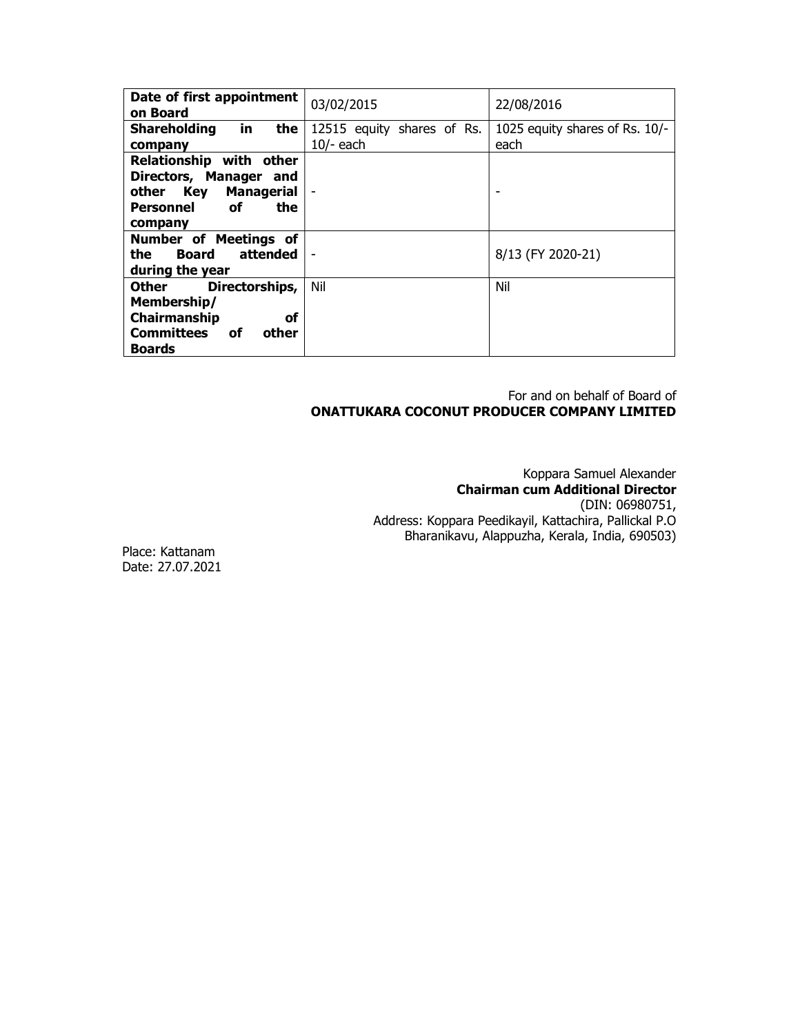| | | |
|---|---|---|
| **Date of first appointment on Board** | 03/02/2015 | 22/08/2016 |
| **Shareholding in the company** | 12515 equity shares of Rs. 10/- each | 1025 equity shares of Rs. 10/- each |
| **Relationship with other Directors, Manager and other Key Managerial Personnel of the company** | - | - |
| **Number of Meetings of the Board attended during the year** | - | 8/13 (FY 2020-21) |
| **Other Directorships, Membership/ Chairmanship of Committees of other Boards** | Nil | Nil |

For and on behalf of Board of
**ONATTUKARA COCONUT PRODUCER COMPANY LIMITED**

Koppara Samuel Alexander
**Chairman cum Additional Director**
(DIN: 06980751,
Address: Koppara Peedikayil, Kattachira, Pallickal P.O
Bharanikavu, Alappuzha, Kerala, India, 690503)

Place: Kattanam
Date: 27.07.2021